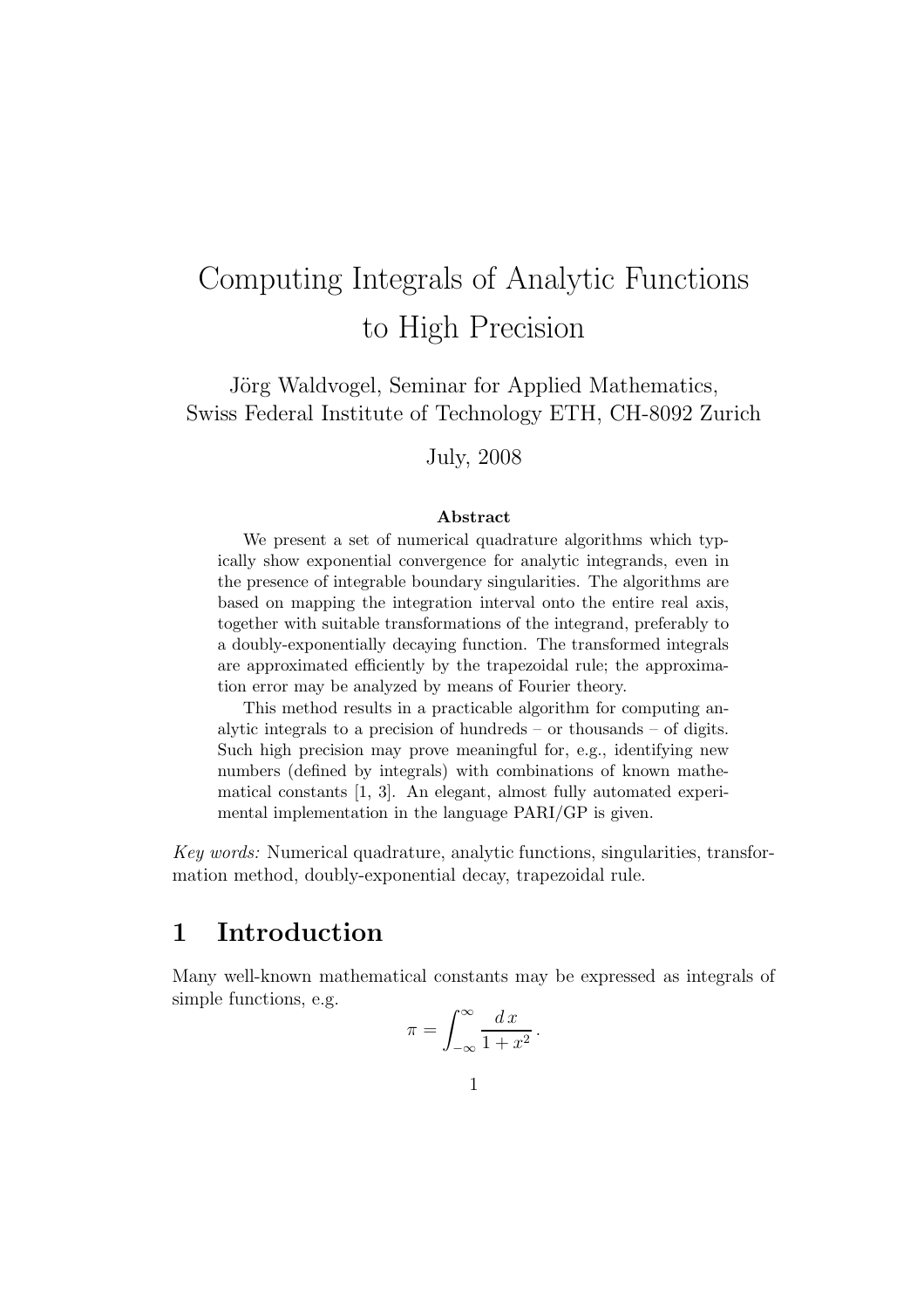# Computing Integrals of Analytic Functions to High Precision

Jörg Waldvogel, Seminar for Applied Mathematics,
Swiss Federal Institute of Technology ETH, CH-8092 Zurich

July, 2008

**Abstract**

We present a set of numerical quadrature algorithms which typically show exponential convergence for analytic integrands, even in the presence of integrable boundary singularities. The algorithms are based on mapping the integration interval onto the entire real axis, together with suitable transformations of the integrand, preferably to a doubly-exponentially decaying function. The transformed integrals are approximated efficiently by the trapezoidal rule; the approximation error may be analyzed by means of Fourier theory.

This method results in a practicable algorithm for computing analytic integrals to a precision of hundreds – or thousands – of digits. Such high precision may prove meaningful for, e.g., identifying new numbers (defined by integrals) with combinations of known mathematical constants [1, 3]. An elegant, almost fully automated experimental implementation in the language PARI/GP is given.

*Key words:* Numerical quadrature, analytic functions, singularities, transformation method, doubly-exponential decay, trapezoidal rule.

## 1 Introduction

Many well-known mathematical constants may be expressed as integrals of simple functions, e.g.

$$\pi = \int_{-\infty}^{\infty} \frac{d\,x}{1+x^2}\,.$$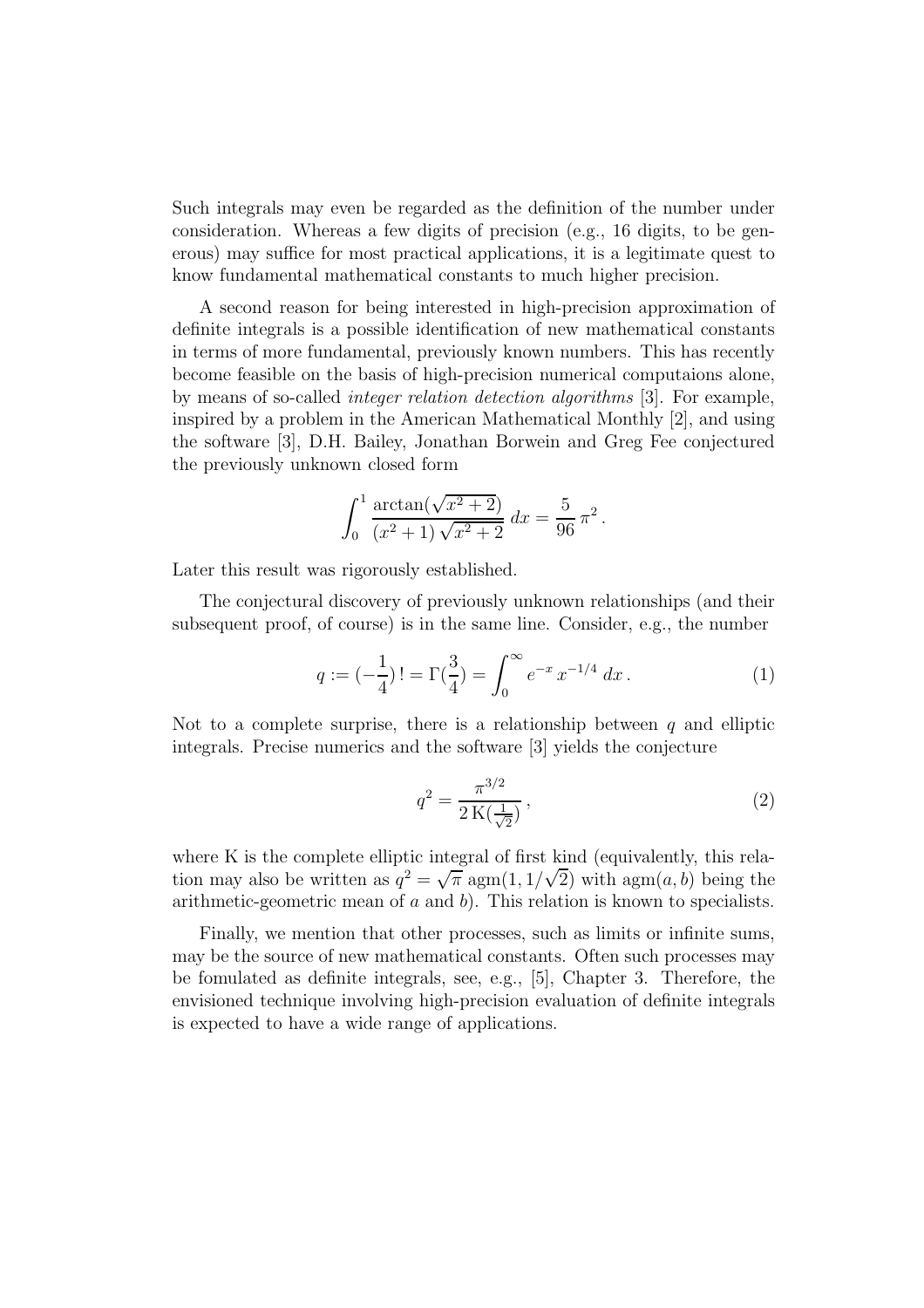Such integrals may even be regarded as the definition of the number under consideration. Whereas a few digits of precision (e.g., 16 digits, to be generous) may suffice for most practical applications, it is a legitimate quest to know fundamental mathematical constants to much higher precision.

A second reason for being interested in high-precision approximation of definite integrals is a possible identification of new mathematical constants in terms of more fundamental, previously known numbers. This has recently become feasible on the basis of high-precision numerical computaions alone, by means of so-called *integer relation detection algorithms* [3]. For example, inspired by a problem in the American Mathematical Monthly [2], and using the software [3], D.H. Bailey, Jonathan Borwein and Greg Fee conjectured the previously unknown closed form

$$\int_0^1 \frac{\arctan(\sqrt{x^2+2})}{(x^2+1)\sqrt{x^2+2}}\, dx = \frac{5}{96}\,\pi^2\,.$$

Later this result was rigorously established.

The conjectural discovery of previously unknown relationships (and their subsequent proof, of course) is in the same line. Consider, e.g., the number

$$q := (-\frac{1}{4})\,! = \Gamma(\frac{3}{4}) = \int_0^\infty e^{-x}\, x^{-1/4}\, dx\,. \tag{1}$$

Not to a complete surprise, there is a relationship between $q$ and elliptic integrals. Precise numerics and the software [3] yields the conjecture

$$q^2 = \frac{\pi^{3/2}}{2\,\mathrm{K}(\frac{1}{\sqrt{2}})}\,, \tag{2}$$

where K is the complete elliptic integral of first kind (equivalently, this relation may also be written as $q^2 = \sqrt{\pi}\ \mathrm{agm}(1, 1/\sqrt{2})$ with $\mathrm{agm}(a, b)$ being the arithmetic-geometric mean of $a$ and $b$). This relation is known to specialists.

Finally, we mention that other processes, such as limits or infinite sums, may be the source of new mathematical constants. Often such processes may be fomulated as definite integrals, see, e.g., [5], Chapter 3. Therefore, the envisioned technique involving high-precision evaluation of definite integrals is expected to have a wide range of applications.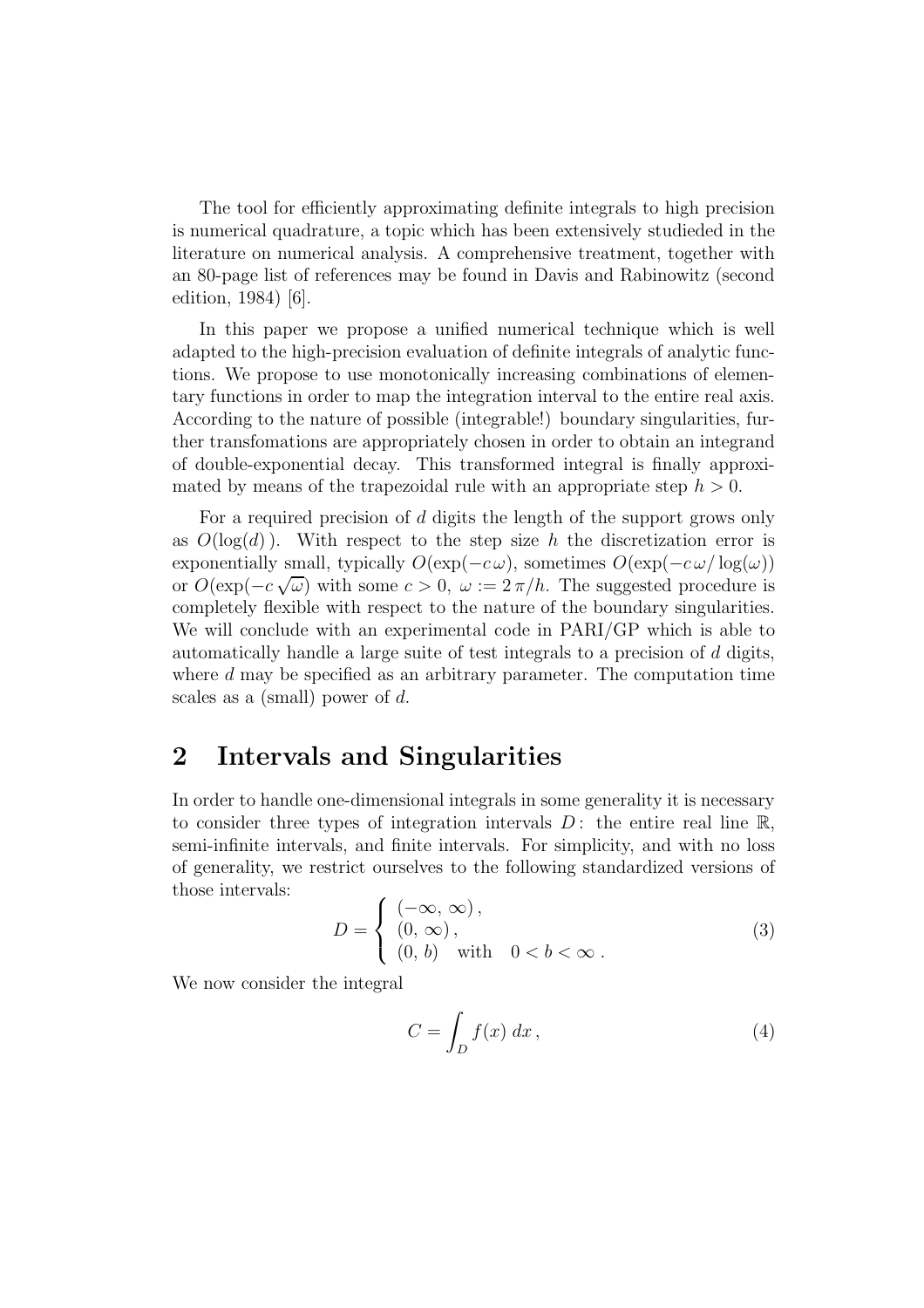The tool for efficiently approximating definite integrals to high precision is numerical quadrature, a topic which has been extensively studieded in the literature on numerical analysis. A comprehensive treatment, together with an 80-page list of references may be found in Davis and Rabinowitz (second edition, 1984) [6].

In this paper we propose a unified numerical technique which is well adapted to the high-precision evaluation of definite integrals of analytic functions. We propose to use monotonically increasing combinations of elementary functions in order to map the integration interval to the entire real axis. According to the nature of possible (integrable!) boundary singularities, further transfomations are appropriately chosen in order to obtain an integrand of double-exponential decay. This transformed integral is finally approximated by means of the trapezoidal rule with an appropriate step $h > 0$.

For a required precision of $d$ digits the length of the support grows only as $O(\log(d))$. With respect to the step size $h$ the discretization error is exponentially small, typically $O(\exp(-c\,\omega)$, sometimes $O(\exp(-c\,\omega/\log(\omega))$ or $O(\exp(-c\sqrt{\omega})$ with some $c > 0$, $\omega := 2\pi/h$. The suggested procedure is completely flexible with respect to the nature of the boundary singularities. We will conclude with an experimental code in PARI/GP which is able to automatically handle a large suite of test integrals to a precision of $d$ digits, where $d$ may be specified as an arbitrary parameter. The computation time scales as a (small) power of $d$.

## 2 Intervals and Singularities

In order to handle one-dimensional integrals in some generality it is necessary to consider three types of integration intervals $D$: the entire real line $\mathbb{R}$, semi-infinite intervals, and finite intervals. For simplicity, and with no loss of generality, we restrict ourselves to the following standardized versions of those intervals:

$$D = \begin{cases} (-\infty,\,\infty)\,, \\ (0,\,\infty)\,, \\ (0,\,b) \quad \text{with} \quad 0 < b < \infty\,. \end{cases} \tag{3}$$

We now consider the integral

$$C = \int_D f(x)\,dx\,, \tag{4}$$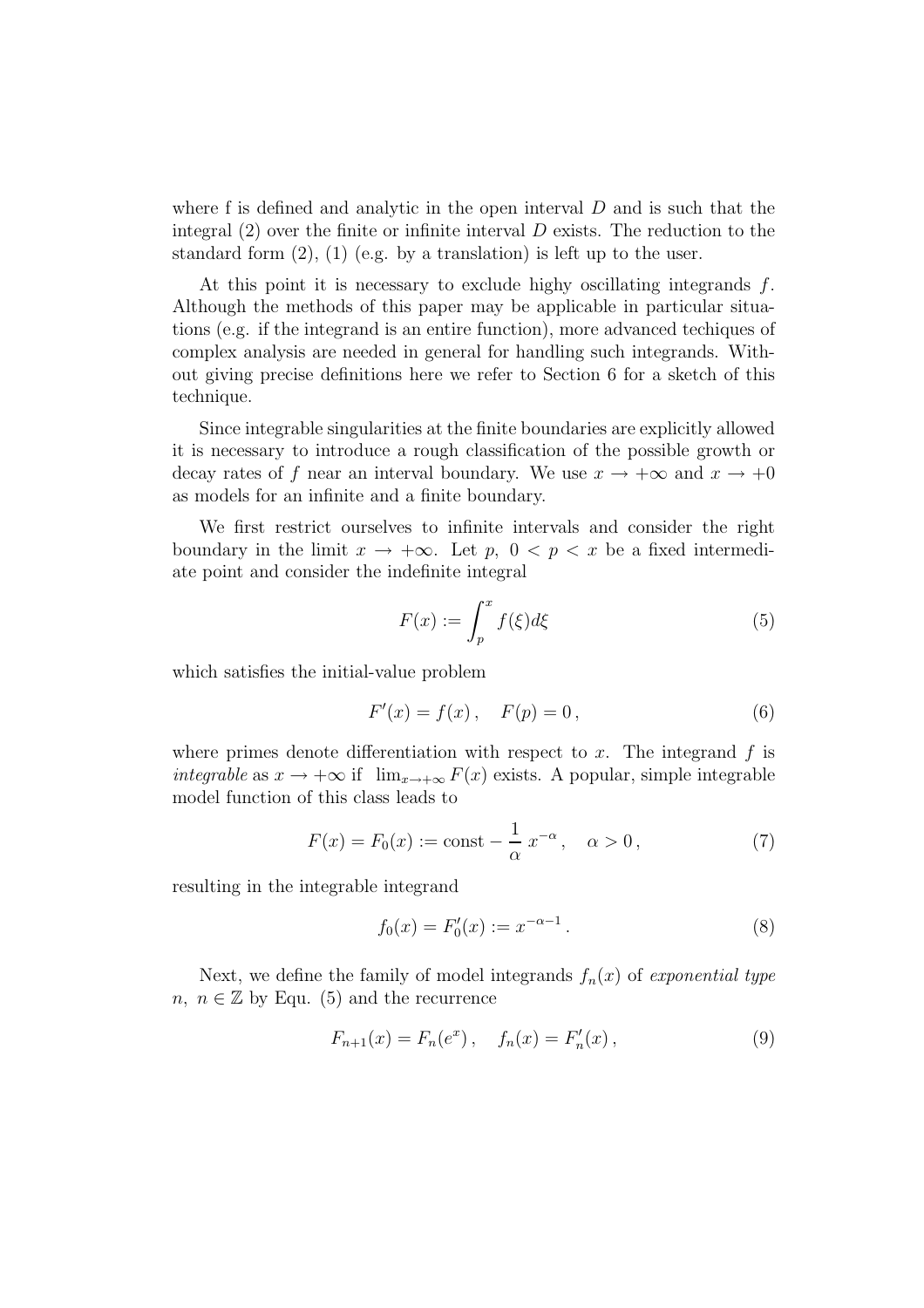where f is defined and analytic in the open interval $D$ and is such that the integral (2) over the finite or infinite interval $D$ exists. The reduction to the standard form (2), (1) (e.g. by a translation) is left up to the user.

At this point it is necessary to exclude highy oscillating integrands $f$. Although the methods of this paper may be applicable in particular situations (e.g. if the integrand is an entire function), more advanced techiques of complex analysis are needed in general for handling such integrands. Without giving precise definitions here we refer to Section 6 for a sketch of this technique.

Since integrable singularities at the finite boundaries are explicitly allowed it is necessary to introduce a rough classification of the possible growth or decay rates of $f$ near an interval boundary. We use $x \to +\infty$ and $x \to +0$ as models for an infinite and a finite boundary.

We first restrict ourselves to infinite intervals and consider the right boundary in the limit $x \to +\infty$. Let $p,\ 0 < p < x$ be a fixed intermediate point and consider the indefinite integral

$$F(x) := \int_p^x f(\xi) d\xi \tag{5}$$

which satisfies the initial-value problem

$$F'(x) = f(x)\,, \quad F(p) = 0\,, \tag{6}$$

where primes denote differentiation with respect to $x$. The integrand $f$ is *integrable* as $x \to +\infty$ if $\lim_{x\to+\infty} F(x)$ exists. A popular, simple integrable model function of this class leads to

$$F(x) = F_0(x) := \text{const} - \frac{1}{\alpha}\, x^{-\alpha}\,, \quad \alpha > 0\,, \tag{7}$$

resulting in the integrable integrand

$$f_0(x) = F_0'(x) := x^{-\alpha-1}\,. \tag{8}$$

Next, we define the family of model integrands $f_n(x)$ of *exponential type* $n,\ n \in \mathbb{Z}$ by Equ. (5) and the recurrence

$$F_{n+1}(x) = F_n(e^x)\,, \quad f_n(x) = F_n'(x)\,, \tag{9}$$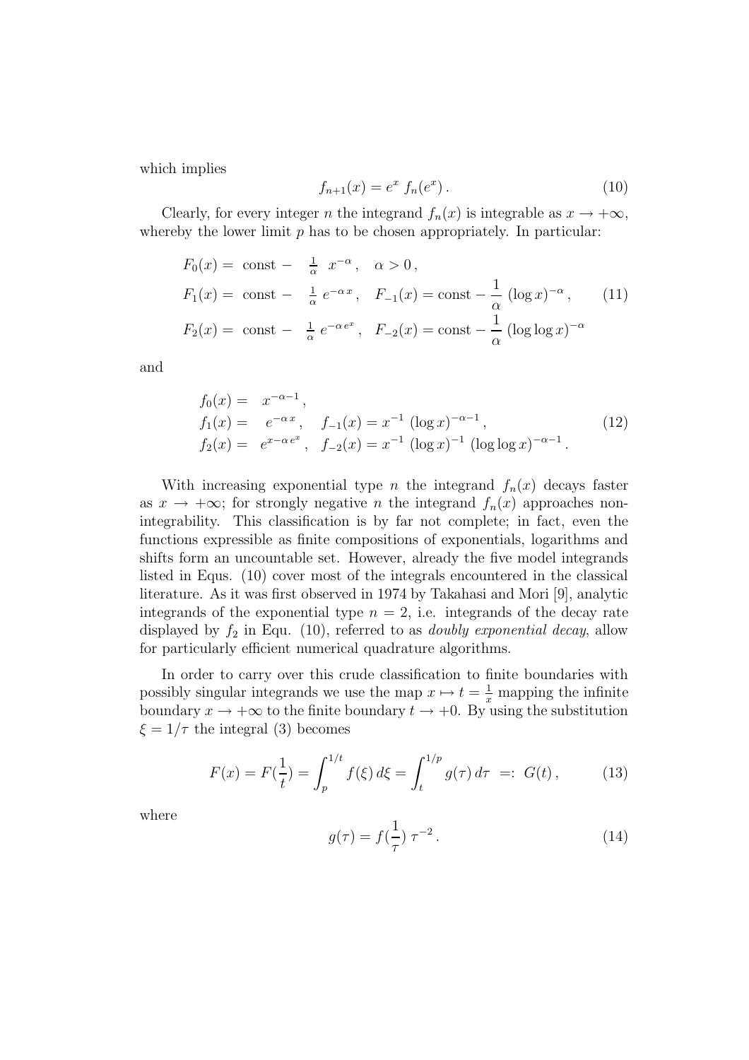which implies

$$f_{n+1}(x) = e^x \; f_n(e^x)\,. \tag{10}$$

Clearly, for every integer $n$ the integrand $f_n(x)$ is integrable as $x \to +\infty$, whereby the lower limit $p$ has to be chosen appropriately. In particular:

$$\begin{aligned}
F_0(x) &= \text{ const } - \; \tfrac{1}{\alpha} \; x^{-\alpha}\,, \quad \alpha > 0\,, \\
F_1(x) &= \text{ const } - \; \tfrac{1}{\alpha} \; e^{-\alpha\, x}\,, \quad F_{-1}(x) = \text{const} - \frac{1}{\alpha} \; (\log x)^{-\alpha}\,, \\
F_2(x) &= \text{ const } - \; \tfrac{1}{\alpha} \; e^{-\alpha\, e^x}\,, \quad F_{-2}(x) = \text{const} - \frac{1}{\alpha} \; (\log\log x)^{-\alpha}
\end{aligned} \tag{11}$$

and

$$\begin{aligned}
f_0(x) &= \;\; x^{-\alpha-1}\,, \\
f_1(x) &= \;\; e^{-\alpha\, x}\,, \quad f_{-1}(x) = x^{-1} \; (\log x)^{-\alpha-1}\,, \\
f_2(x) &= \;\; e^{x - \alpha\, e^x}\,, \quad f_{-2}(x) = x^{-1} \; (\log x)^{-1} \; (\log\log x)^{-\alpha-1}\,.
\end{aligned} \tag{12}$$

With increasing exponential type $n$ the integrand $f_n(x)$ decays faster as $x \to +\infty$; for strongly negative $n$ the integrand $f_n(x)$ approaches non-integrability. This classification is by far not complete; in fact, even the functions expressible as finite compositions of exponentials, logarithms and shifts form an uncountable set. However, already the five model integrands listed in Equs. (10) cover most of the integrals encountered in the classical literature. As it was first observed in 1974 by Takahasi and Mori [9], analytic integrands of the exponential type $n = 2$, i.e. integrands of the decay rate displayed by $f_2$ in Equ. (10), referred to as *doubly exponential decay*, allow for particularly efficient numerical quadrature algorithms.

In order to carry over this crude classification to finite boundaries with possibly singular integrands we use the map $x \mapsto t = \frac{1}{x}$ mapping the infinite boundary $x \to +\infty$ to the finite boundary $t \to +0$. By using the substitution $\xi = 1/\tau$ the integral (3) becomes

$$F(x) = F(\frac{1}{t}) = \int_p^{1/t} f(\xi)\, d\xi = \int_t^{1/p} g(\tau)\, d\tau \;\; =: \; G(t)\,, \tag{13}$$

where

$$g(\tau) = f(\frac{1}{\tau})\; \tau^{-2}\,. \tag{14}$$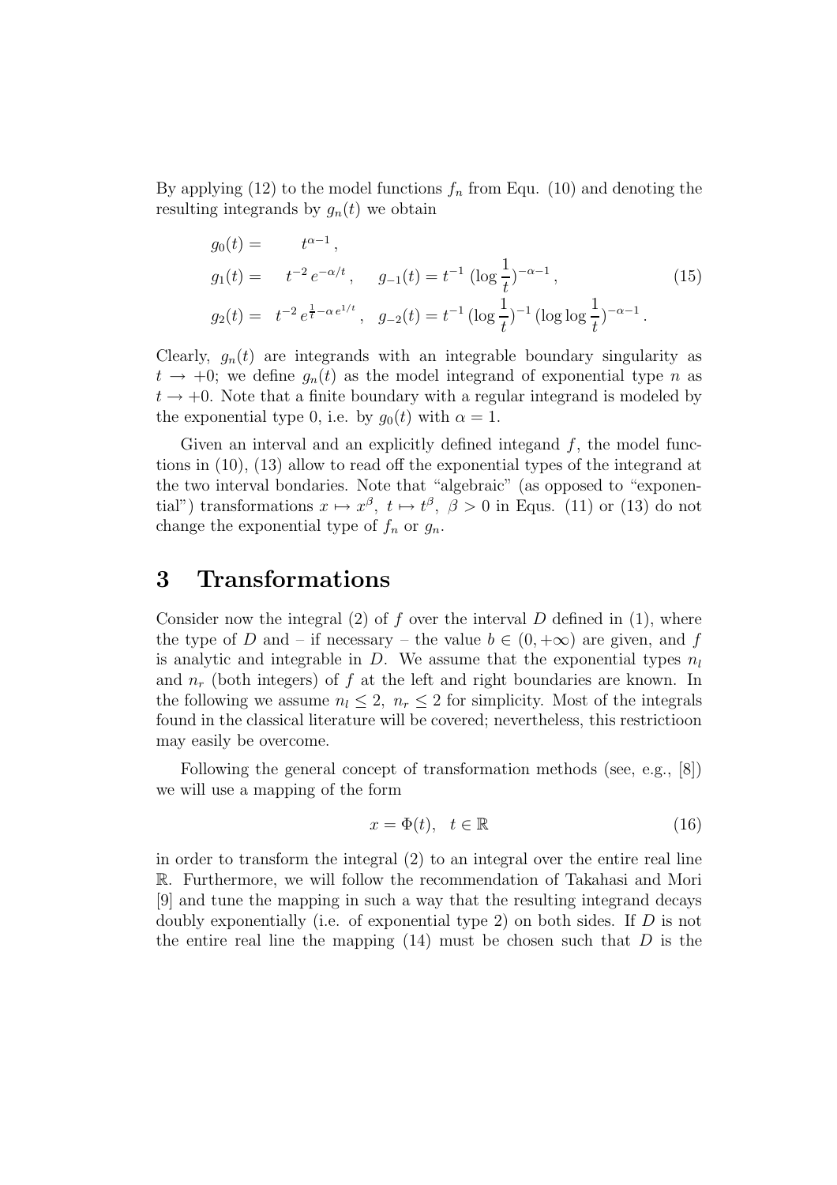By applying (12) to the model functions $f_n$ from Equ. (10) and denoting the resulting integrands by $g_n(t)$ we obtain

$$
\begin{aligned}
g_0(t) &= \quad t^{\alpha-1}\,, \\
g_1(t) &= \quad t^{-2}\, e^{-\alpha/t}\,, \quad g_{-1}(t) = t^{-1}\,(\log\frac{1}{t})^{-\alpha-1}\,, \\
g_2(t) &= \quad t^{-2}\, e^{\frac{1}{t}-\alpha\, e^{1/t}}\,, \quad g_{-2}(t) = t^{-1}\,(\log\frac{1}{t})^{-1}\,(\log\log\frac{1}{t})^{-\alpha-1}\,.
\end{aligned}
\tag{15}
$$

Clearly, $g_n(t)$ are integrands with an integrable boundary singularity as $t \to +0$; we define $g_n(t)$ as the model integrand of exponential type $n$ as $t \to +0$. Note that a finite boundary with a regular integrand is modeled by the exponential type 0, i.e. by $g_0(t)$ with $\alpha = 1$.

Given an interval and an explicitly defined integand $f$, the model functions in (10), (13) allow to read off the exponential types of the integrand at the two interval bondaries. Note that "algebraic" (as opposed to "exponential") transformations $x \mapsto x^\beta,\ t \mapsto t^\beta,\ \beta > 0$ in Equs. (11) or (13) do not change the exponential type of $f_n$ or $g_n$.

# 3 Transformations

Consider now the integral (2) of $f$ over the interval $D$ defined in (1), where the type of $D$ and – if necessary – the value $b \in (0, +\infty)$ are given, and $f$ is analytic and integrable in $D$. We assume that the exponential types $n_l$ and $n_r$ (both integers) of $f$ at the left and right boundaries are known. In the following we assume $n_l \leq 2,\ n_r \leq 2$ for simplicity. Most of the integrals found in the classical literature will be covered; nevertheless, this restrictioon may easily be overcome.

Following the general concept of transformation methods (see, e.g., [8]) we will use a mapping of the form

$$
x = \Phi(t), \quad t \in \mathbb{R} \tag{16}
$$

in order to transform the integral (2) to an integral over the entire real line $\mathbb{R}$. Furthermore, we will follow the recommendation of Takahasi and Mori [9] and tune the mapping in such a way that the resulting integrand decays doubly exponentially (i.e. of exponential type 2) on both sides. If $D$ is not the entire real line the mapping (14) must be chosen such that $D$ is the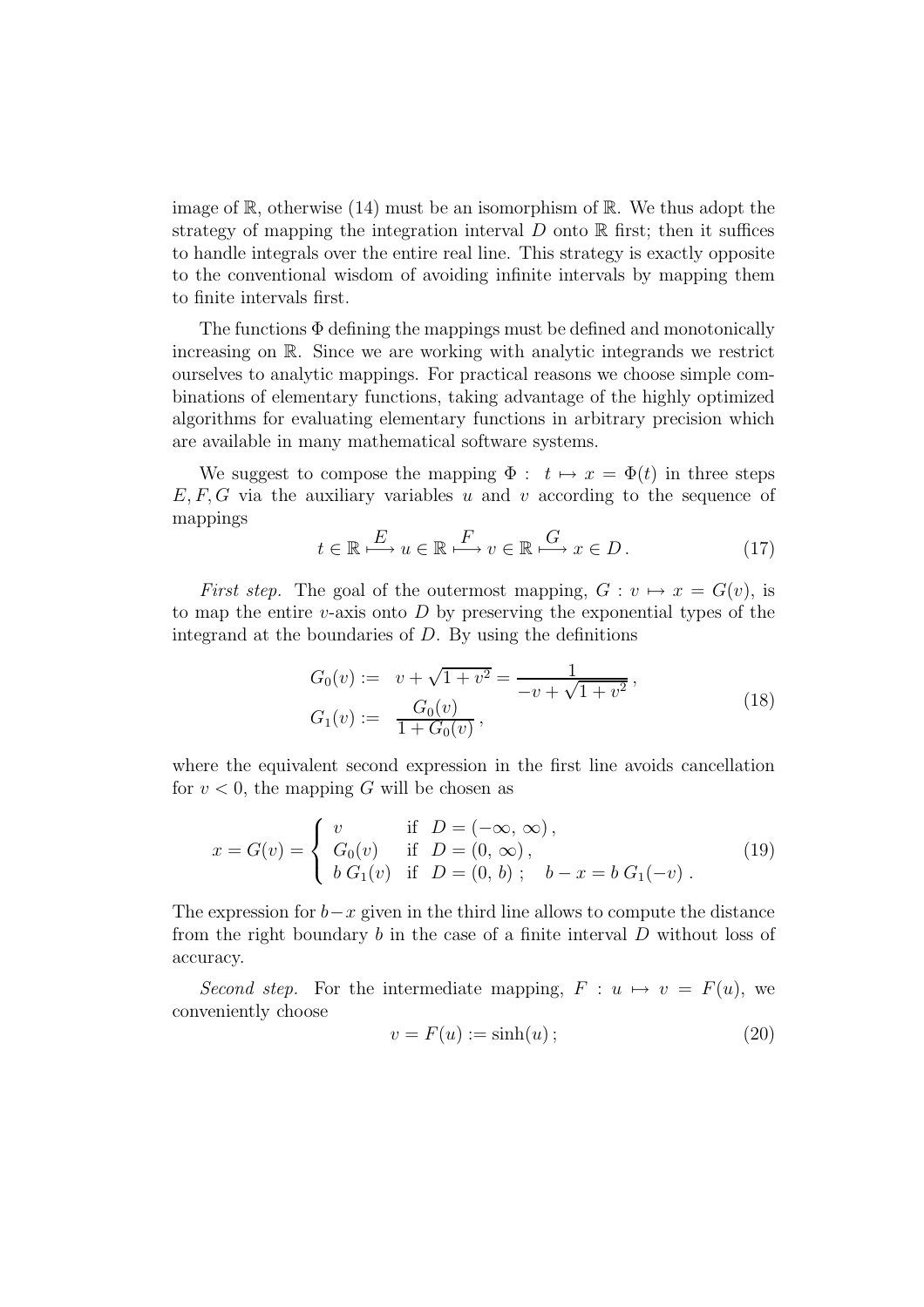image of $\mathbb{R}$, otherwise (14) must be an isomorphism of $\mathbb{R}$. We thus adopt the strategy of mapping the integration interval $D$ onto $\mathbb{R}$ first; then it suffices to handle integrals over the entire real line. This strategy is exactly opposite to the conventional wisdom of avoiding infinite intervals by mapping them to finite intervals first.

The functions $\Phi$ defining the mappings must be defined and monotonically increasing on $\mathbb{R}$. Since we are working with analytic integrands we restrict ourselves to analytic mappings. For practical reasons we choose simple combinations of elementary functions, taking advantage of the highly optimized algorithms for evaluating elementary functions in arbitrary precision which are available in many mathematical software systems.

We suggest to compose the mapping $\Phi: \ t \mapsto x = \Phi(t)$ in three steps $E, F, G$ via the auxiliary variables $u$ and $v$ according to the sequence of mappings

$$t \in \mathbb{R} \overset{E}{\longmapsto} u \in \mathbb{R} \overset{F}{\longmapsto} v \in \mathbb{R} \overset{G}{\longmapsto} x \in D\,. \tag{17}$$

*First step.* The goal of the outermost mapping, $G: v \mapsto x = G(v)$, is to map the entire $v$-axis onto $D$ by preserving the exponential types of the integrand at the boundaries of $D$. By using the definitions

$$\begin{aligned} G_0(v) &:= \ v + \sqrt{1+v^2} = \frac{1}{-v + \sqrt{1+v^2}}\,, \\ G_1(v) &:= \ \frac{G_0(v)}{1 + G_0(v)}\,, \end{aligned} \tag{18}$$

where the equivalent second expression in the first line avoids cancellation for $v < 0$, the mapping $G$ will be chosen as

$$x = G(v) = \begin{cases} v & \text{if } \ D = (-\infty,\, \infty)\,, \\ G_0(v) & \text{if } \ D = (0,\, \infty)\,, \\ b\, G_1(v) & \text{if } \ D = (0,\, b)\ ; \quad b - x = b\, G_1(-v)\ . \end{cases} \tag{19}$$

The expression for $b-x$ given in the third line allows to compute the distance from the right boundary $b$ in the case of a finite interval $D$ without loss of accuracy.

*Second step.* For the intermediate mapping, $F: u \mapsto v = F(u)$, we conveniently choose

$$v = F(u) := \sinh(u)\,; \tag{20}$$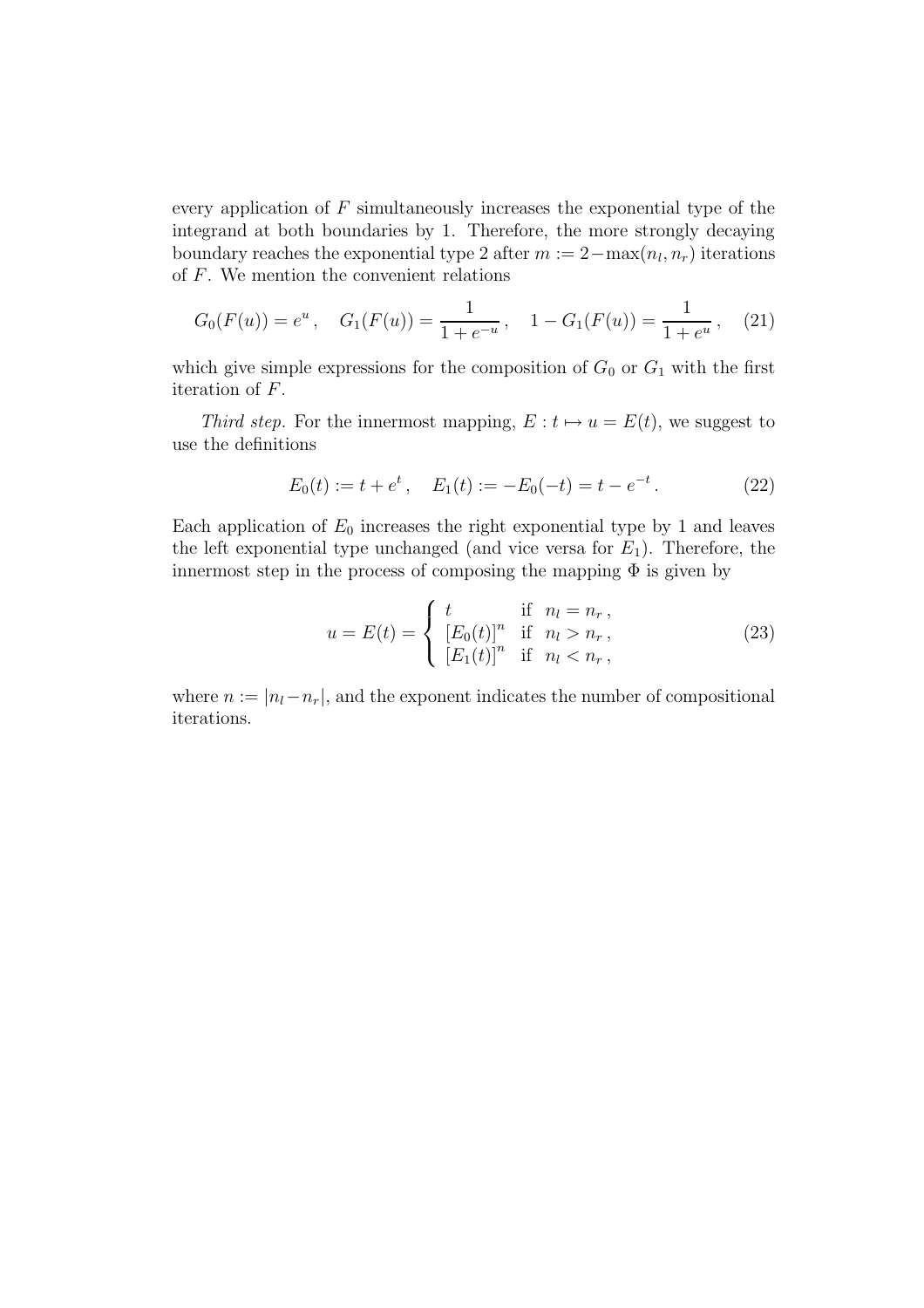every application of $F$ simultaneously increases the exponential type of the integrand at both boundaries by 1. Therefore, the more strongly decaying boundary reaches the exponential type 2 after $m := 2 - \max(n_l, n_r)$ iterations of $F$. We mention the convenient relations

$$G_0(F(u)) = e^u \,, \quad G_1(F(u)) = \frac{1}{1+e^{-u}} \,, \quad 1 - G_1(F(u)) = \frac{1}{1+e^{u}} \,, \tag{21}$$

which give simple expressions for the composition of $G_0$ or $G_1$ with the first iteration of $F$.

*Third step.* For the innermost mapping, $E : t \mapsto u = E(t)$, we suggest to use the definitions

$$E_0(t) := t + e^t \,, \quad E_1(t) := -E_0(-t) = t - e^{-t} \,. \tag{22}$$

Each application of $E_0$ increases the right exponential type by 1 and leaves the left exponential type unchanged (and vice versa for $E_1$). Therefore, the innermost step in the process of composing the mapping $\Phi$ is given by

$$u = E(t) = \begin{cases} t & \text{if } \; n_l = n_r \,, \\ [E_0(t)]^n & \text{if } \; n_l > n_r \,, \\ [E_1(t)]^n & \text{if } \; n_l < n_r \,, \end{cases} \tag{23}$$

where $n := |n_l - n_r|$, and the exponent indicates the number of compositional iterations.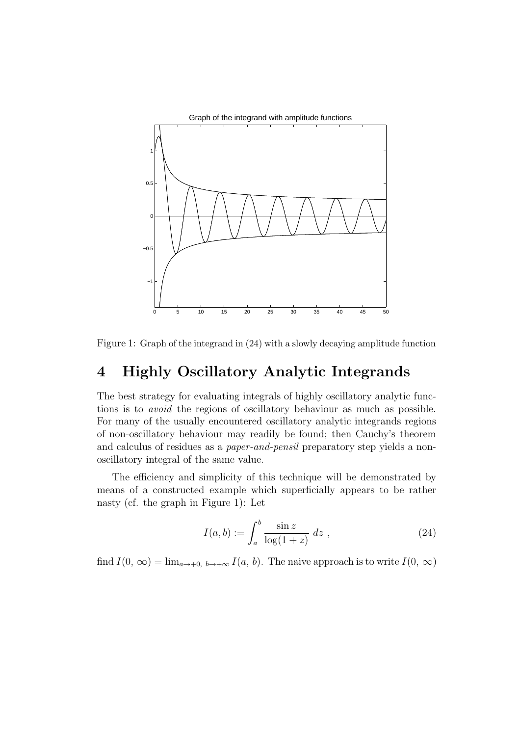Figure 1: Graph of the integrand in (24) with a slowly decaying amplitude function

# 4 Highly Oscillatory Analytic Integrands

The best strategy for evaluating integrals of highly oscillatory analytic functions is to *avoid* the regions of oscillatory behaviour as much as possible. For many of the usually encountered oscillatory analytic integrands regions of non-oscillatory behaviour may readily be found; then Cauchy's theorem and calculus of residues as a *paper-and-pensil* preparatory step yields a non-oscillatory integral of the same value.

The efficiency and simplicity of this technique will be demonstrated by means of a constructed example which superficially appears to be rather nasty (cf. the graph in Figure 1): Let

$$I(a,b) := \int_a^b \frac{\sin z}{\log(1+z)}\; dz \;, \tag{24}$$

find $I(0,\, \infty) = \lim_{a \to +0,\; b \to +\infty} I(a,\, b)$. The naive approach is to write $I(0,\, \infty)$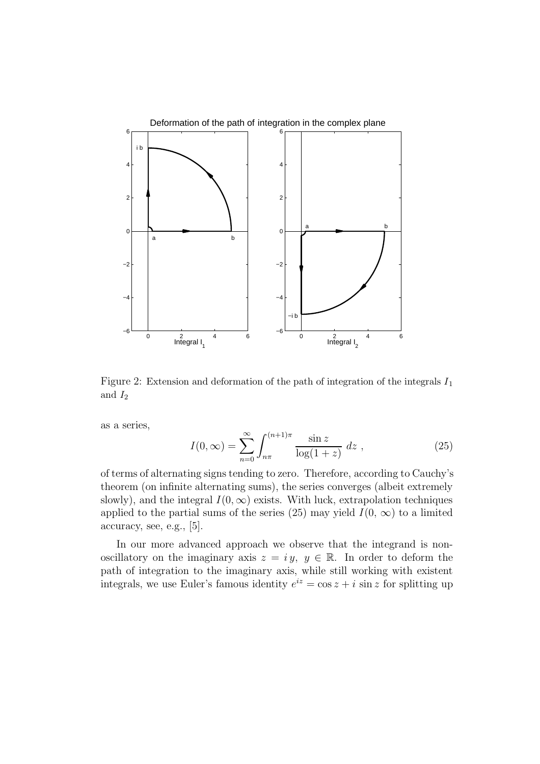Figure 2: Extension and deformation of the path of integration of the integrals $I_1$ and $I_2$

as a series,

$$I(0, \infty) = \sum_{n=0}^{\infty} \int_{n\pi}^{(n+1)\pi} \frac{\sin z}{\log(1+z)} \, dz \ , \tag{25}$$

of terms of alternating signs tending to zero. Therefore, according to Cauchy's theorem (on infinite alternating sums), the series converges (albeit extremely slowly), and the integral $I(0, \infty)$ exists. With luck, extrapolation techniques applied to the partial sums of the series (25) may yield $I(0, \infty)$ to a limited accuracy, see, e.g., [5].

In our more advanced approach we observe that the integrand is non-oscillatory on the imaginary axis $z = i\,y, \ y \in \mathbb{R}$. In order to deform the path of integration to the imaginary axis, while still working with existent integrals, we use Euler's famous identity $e^{iz} = \cos z + i \sin z$ for splitting up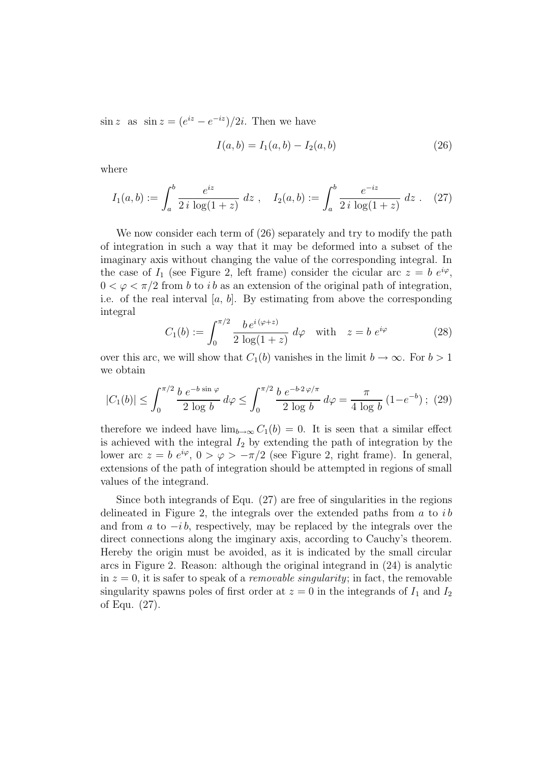$\sin z$ as $\sin z = (e^{iz} - e^{-iz})/2i$. Then we have

$$I(a,b) = I_1(a,b) - I_2(a,b) \tag{26}$$

where

$$I_1(a,b) := \int_a^b \frac{e^{iz}}{2\,i\,\log(1+z)}\,dz\ , \quad I_2(a,b) := \int_a^b \frac{e^{-iz}}{2\,i\,\log(1+z)}\,dz\ . \tag{27}$$

We now consider each term of (26) separately and try to modify the path of integration in such a way that it may be deformed into a subset of the imaginary axis without changing the value of the corresponding integral. In the case of $I_1$ (see Figure 2, left frame) consider the cicular arc $z = b\ e^{i\varphi}$, $0 < \varphi < \pi/2$ from $b$ to $i\,b$ as an extension of the original path of integration, i.e. of the real interval $[a,\ b]$. By estimating from above the corresponding integral

$$C_1(b) := \int_0^{\pi/2} \frac{b\,e^{i\,(\varphi+z)}}{2\,\log(1+z)}\,d\varphi \quad \text{with} \quad z = b\ e^{i\varphi} \tag{28}$$

over this arc, we will show that $C_1(b)$ vanishes in the limit $b \to \infty$. For $b > 1$ we obtain

$$|C_1(b)| \leq \int_0^{\pi/2} \frac{b\ e^{-b\,\sin\varphi}}{2\,\log\,b}\,d\varphi \leq \int_0^{\pi/2} \frac{b\ e^{-b\cdot 2\,\varphi/\pi}}{2\,\log\,b}\,d\varphi = \frac{\pi}{4\,\log\,b}\,(1-e^{-b})\ ; \tag{29}$$

therefore we indeed have $\lim_{b\to\infty} C_1(b) = 0$. It is seen that a similar effect is achieved with the integral $I_2$ by extending the path of integration by the lower arc $z = b\ e^{i\varphi}$, $0 > \varphi > -\pi/2$ (see Figure 2, right frame). In general, extensions of the path of integration should be attempted in regions of small values of the integrand.

Since both integrands of Equ. (27) are free of singularities in the regions delineated in Figure 2, the integrals over the extended paths from $a$ to $i\,b$ and from $a$ to $-i\,b$, respectively, may be replaced by the integrals over the direct connections along the imginary axis, according to Cauchy's theorem. Hereby the origin must be avoided, as it is indicated by the small circular arcs in Figure 2. Reason: although the original integrand in (24) is analytic in $z = 0$, it is safer to speak of a *removable singularity*; in fact, the removable singularity spawns poles of first order at $z = 0$ in the integrands of $I_1$ and $I_2$ of Equ. (27).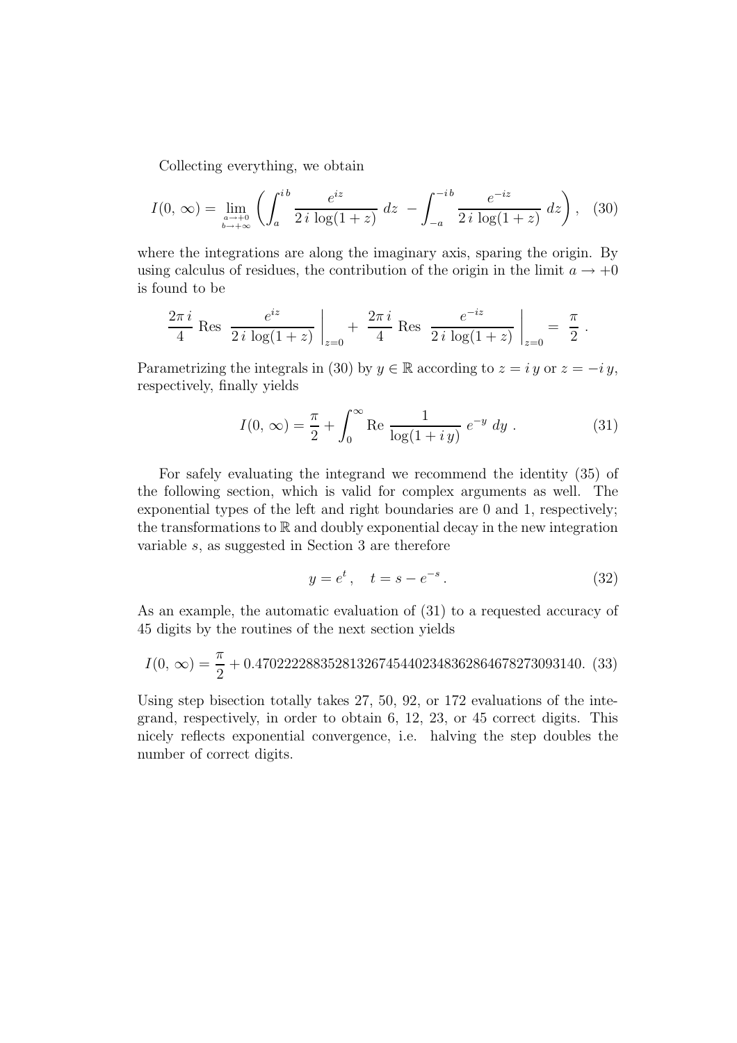Collecting everything, we obtain

$$I(0,\,\infty) = \lim_{\substack{a\to+0\\ b\to+\infty}} \left( \int_a^{i\,b} \frac{e^{iz}}{2\,i\,\log(1+z)}\;dz \;-\int_{-a}^{-i\,b} \frac{e^{-iz}}{2\,i\,\log(1+z)}\;dz \right), \quad (30)$$

where the integrations are along the imaginary axis, sparing the origin. By using calculus of residues, the contribution of the origin in the limit $a \to +0$ is found to be

$$\frac{2\pi\,i}{4}\;\mathrm{Res}\;\left.\frac{e^{iz}}{2\,i\,\log(1+z)}\right|_{z=0} + \;\frac{2\pi\,i}{4}\;\mathrm{Res}\;\left.\frac{e^{-iz}}{2\,i\,\log(1+z)}\right|_{z=0} = \;\frac{\pi}{2}\;.$$

Parametrizing the integrals in (30) by $y \in \mathbb{R}$ according to $z = i\,y$ or $z = -i\,y$, respectively, finally yields

$$I(0,\,\infty) = \frac{\pi}{2} + \int_0^{\infty} \mathrm{Re}\;\frac{1}{\log(1+i\,y)}\;e^{-y}\;dy\;. \quad (31)$$

For safely evaluating the integrand we recommend the identity (35) of the following section, which is valid for complex arguments as well. The exponential types of the left and right boundaries are 0 and 1, respectively; the transformations to $\mathbb{R}$ and doubly exponential decay in the new integration variable $s$, as suggested in Section 3 are therefore

$$y = e^{t}\,, \quad t = s - e^{-s}\,. \quad (32)$$

As an example, the automatic evaluation of (31) to a requested accuracy of 45 digits by the routines of the next section yields

$$I(0,\,\infty) = \frac{\pi}{2} + 0.470222288352813267454402348362864678273093140. \quad (33)$$

Using step bisection totally takes 27, 50, 92, or 172 evaluations of the integrand, respectively, in order to obtain 6, 12, 23, or 45 correct digits. This nicely reflects exponential convergence, i.e. halving the step doubles the number of correct digits.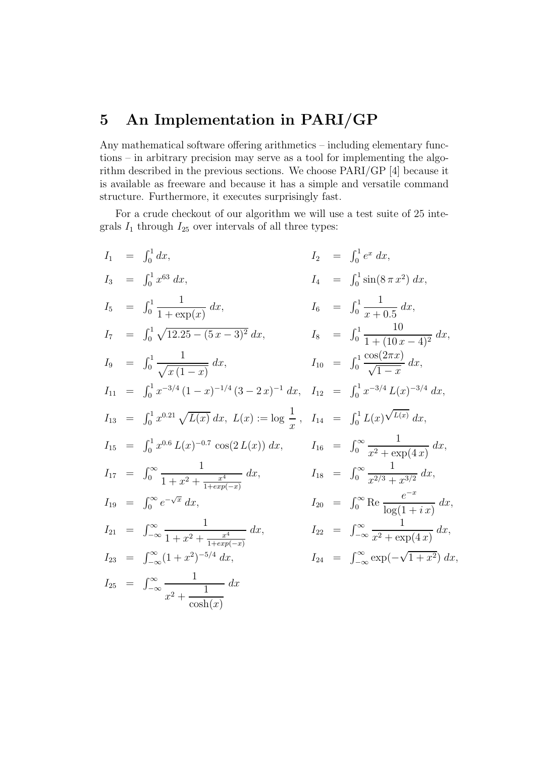## 5 An Implementation in PARI/GP

Any mathematical software offering arithmetics – including elementary functions – in arbitrary precision may serve as a tool for implementing the algorithm described in the previous sections. We choose PARI/GP [4] because it is available as freeware and because it has a simple and versatile command structure. Furthermore, it executes surprisingly fast.

For a crude checkout of our algorithm we will use a test suite of 25 integrals $I_1$ through $I_{25}$ over intervals of all three types:

$$I_1 = \int_0^1 dx, \qquad I_2 = \int_0^1 e^x \, dx,$$

$$I_3 = \int_0^1 x^{63} \, dx, \qquad I_4 = \int_0^1 \sin(8\,\pi\, x^2) \, dx,$$

$$I_5 = \int_0^1 \frac{1}{1+\exp(x)} \, dx, \qquad I_6 = \int_0^1 \frac{1}{x+0.5} \, dx,$$

$$I_7 = \int_0^1 \sqrt{12.25 - (5\,x-3)^2} \, dx, \qquad I_8 = \int_0^1 \frac{10}{1+(10\,x-4)^2} \, dx,$$

$$I_9 = \int_0^1 \frac{1}{\sqrt{x\,(1-x)}} \, dx, \qquad I_{10} = \int_0^1 \frac{\cos(2\pi x)}{\sqrt{1-x}} \, dx,$$

$$I_{11} = \int_0^1 x^{-3/4}\,(1-x)^{-1/4}\,(3-2\,x)^{-1} \, dx, \qquad I_{12} = \int_0^1 x^{-3/4}\, L(x)^{-3/4} \, dx,$$

$$I_{13} = \int_0^1 x^{0.21} \sqrt{L(x)} \, dx, \; L(x) := \log \frac{1}{x}\,, \qquad I_{14} = \int_0^1 L(x)^{\sqrt{L(x)}} \, dx,$$

$$I_{15} = \int_0^1 x^{0.6}\, L(x)^{-0.7} \cos(2\,L(x)) \, dx, \qquad I_{16} = \int_0^\infty \frac{1}{x^2+\exp(4\,x)} \, dx,$$

$$I_{17} = \int_0^\infty \frac{1}{1+x^2+\frac{x^4}{1+exp(-x)}} \, dx, \qquad I_{18} = \int_0^\infty \frac{1}{x^{2/3}+x^{3/2}} \, dx,$$

$$I_{19} = \int_0^\infty e^{-\sqrt{x}} \, dx, \qquad I_{20} = \int_0^\infty \mathrm{Re}\, \frac{e^{-x}}{\log(1+i\,x)} \, dx,$$

$$I_{21} = \int_{-\infty}^\infty \frac{1}{1+x^2+\frac{x^4}{1+exp(-x)}} \, dx, \qquad I_{22} = \int_{-\infty}^\infty \frac{1}{x^2+\exp(4\,x)} \, dx,$$

$$I_{23} = \int_{-\infty}^\infty (1+x^2)^{-5/4} \, dx, \qquad I_{24} = \int_{-\infty}^\infty \exp(-\sqrt{1+x^2}) \, dx,$$

$$I_{25} = \int_{-\infty}^\infty \frac{1}{x^2+\dfrac{1}{\cosh(x)}} \, dx$$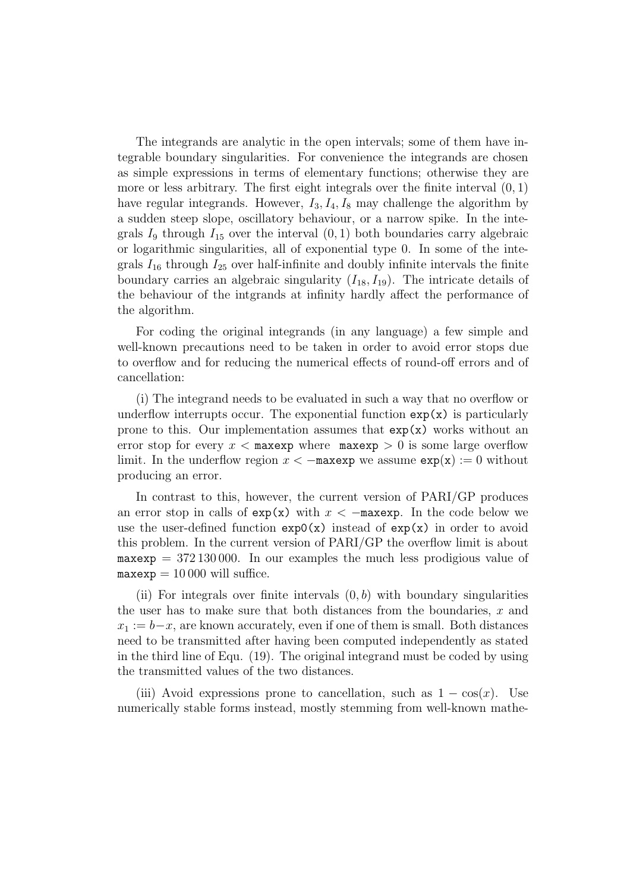The integrands are analytic in the open intervals; some of them have integrable boundary singularities. For convenience the integrands are chosen as simple expressions in terms of elementary functions; otherwise they are more or less arbitrary. The first eight integrals over the finite interval $(0, 1)$ have regular integrands. However, $I_3, I_4, I_8$ may challenge the algorithm by a sudden steep slope, oscillatory behaviour, or a narrow spike. In the integrals $I_9$ through $I_{15}$ over the interval $(0, 1)$ both boundaries carry algebraic or logarithmic singularities, all of exponential type 0. In some of the integrals $I_{16}$ through $I_{25}$ over half-infinite and doubly infinite intervals the finite boundary carries an algebraic singularity $(I_{18}, I_{19})$. The intricate details of the behaviour of the intgrands at infinity hardly affect the performance of the algorithm.

For coding the original integrands (in any language) a few simple and well-known precautions need to be taken in order to avoid error stops due to overflow and for reducing the numerical effects of round-off errors and of cancellation:

(i) The integrand needs to be evaluated in such a way that no overflow or underflow interrupts occur. The exponential function `exp(x)` is particularly prone to this. Our implementation assumes that `exp(x)` works without an error stop for every $x <$ `maxexp` where `maxexp` $> 0$ is some large overflow limit. In the underflow region $x < -$`maxexp` we assume `exp(x)` $:= 0$ without producing an error.

In contrast to this, however, the current version of PARI/GP produces an error stop in calls of `exp(x)` with $x < -$`maxexp`. In the code below we use the user-defined function `exp0(x)` instead of `exp(x)` in order to avoid this problem. In the current version of PARI/GP the overflow limit is about `maxexp` $= 372\,130\,000$. In our examples the much less prodigious value of `maxexp` $= 10\,000$ will suffice.

(ii) For integrals over finite intervals $(0, b)$ with boundary singularities the user has to make sure that both distances from the boundaries, $x$ and $x_1 := b-x$, are known accurately, even if one of them is small. Both distances need to be transmitted after having been computed independently as stated in the third line of Equ. (19). The original integrand must be coded by using the transmitted values of the two distances.

(iii) Avoid expressions prone to cancellation, such as $1 - \cos(x)$. Use numerically stable forms instead, mostly stemming from well-known mathe-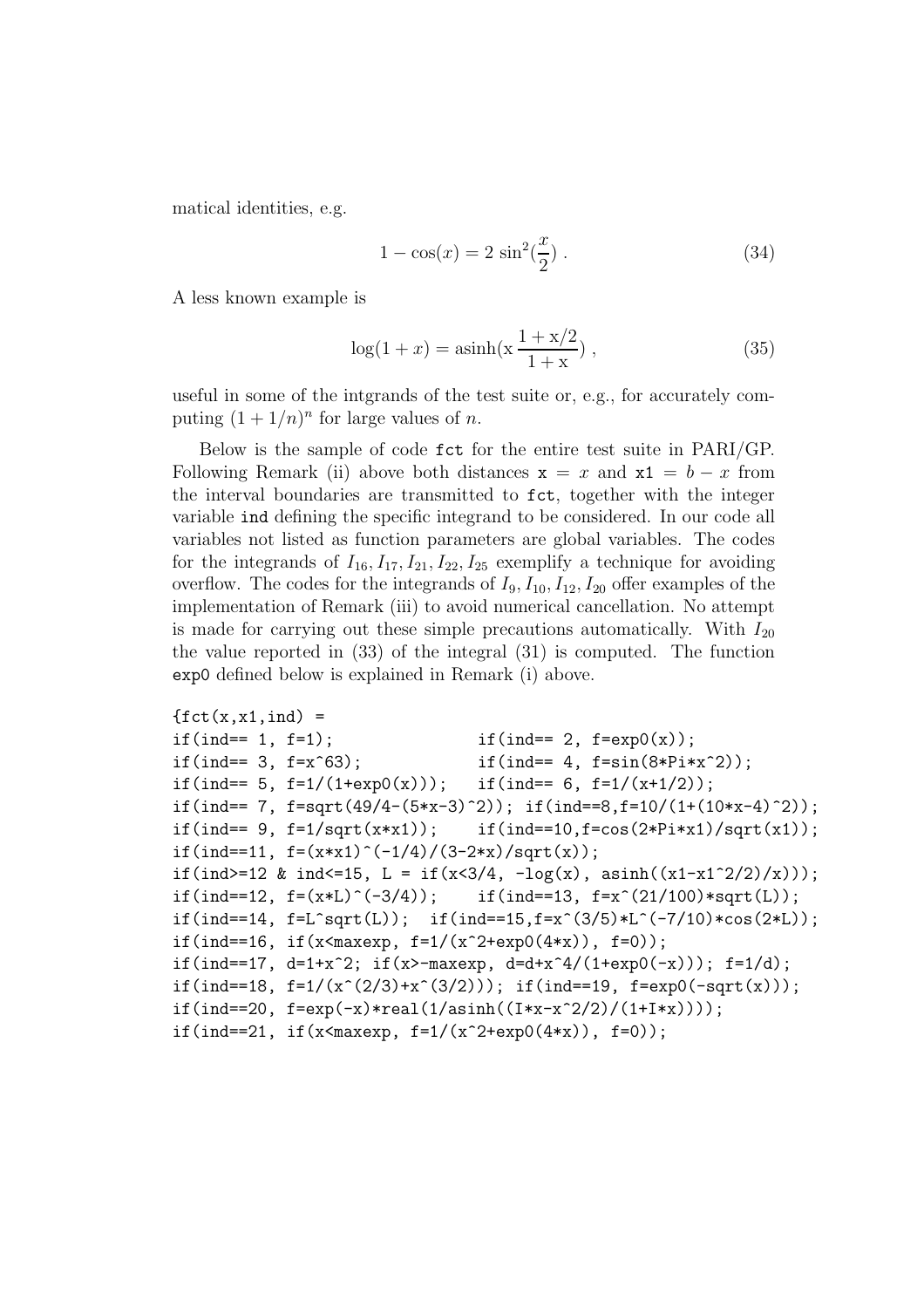matical identities, e.g.

$$1 - \cos(x) = 2\,\sin^2(\frac{x}{2})\ . \tag{34}$$

A less known example is

$$\log(1+x) = \mathrm{asinh}(\mathrm{x}\,\frac{1+\mathrm{x}/2}{1+\mathrm{x}})\ , \tag{35}$$

useful in some of the intgrands of the test suite or, e.g., for accurately computing $(1+1/n)^n$ for large values of $n$.

Below is the sample of code `fct` for the entire test suite in PARI/GP. Following Remark (ii) above both distances `x` $= x$ and `x1` $= b - x$ from the interval boundaries are transmitted to `fct`, together with the integer variable `ind` defining the specific integrand to be considered. In our code all variables not listed as function parameters are global variables. The codes for the integrands of $I_{16}, I_{17}, I_{21}, I_{22}, I_{25}$ exemplify a technique for avoiding overflow. The codes for the integrands of $I_9, I_{10}, I_{12}, I_{20}$ offer examples of the implementation of Remark (iii) to avoid numerical cancellation. No attempt is made for carrying out these simple precautions automatically. With $I_{20}$ the value reported in (33) of the integral (31) is computed. The function `exp0` defined below is explained in Remark (i) above.

```
{fct(x,x1,ind) =
if(ind== 1, f=1);                 if(ind== 2, f=exp0(x));
if(ind== 3, f=x^63);              if(ind== 4, f=sin(8*Pi*x^2));
if(ind== 5, f=1/(1+exp0(x)));    if(ind== 6, f=1/(x+1/2));
if(ind== 7, f=sqrt(49/4-(5*x-3)^2)); if(ind==8,f=10/(1+(10*x-4)^2));
if(ind== 9, f=1/sqrt(x*x1));     if(ind==10,f=cos(2*Pi*x1)/sqrt(x1));
if(ind==11, f=(x*x1)^(-1/4)/(3-2*x)/sqrt(x));
if(ind>=12 & ind<=15, L = if(x<3/4, -log(x), asinh((x1-x1^2/2)/x)));
if(ind==12, f=(x*L)^(-3/4));     if(ind==13, f=x^(21/100)*sqrt(L));
if(ind==14, f=L^sqrt(L));  if(ind==15,f=x^(3/5)*L^(-7/10)*cos(2*L));
if(ind==16, if(x<maxexp, f=1/(x^2+exp0(4*x)), f=0));
if(ind==17, d=1+x^2; if(x>-maxexp, d=d+x^4/(1+exp0(-x))); f=1/d);
if(ind==18, f=1/(x^(2/3)+x^(3/2))); if(ind==19, f=exp0(-sqrt(x)));
if(ind==20, f=exp(-x)*real(1/asinh((I*x-x^2/2)/(1+I*x))));
if(ind==21, if(x<maxexp, f=1/(x^2+exp0(4*x)), f=0));
```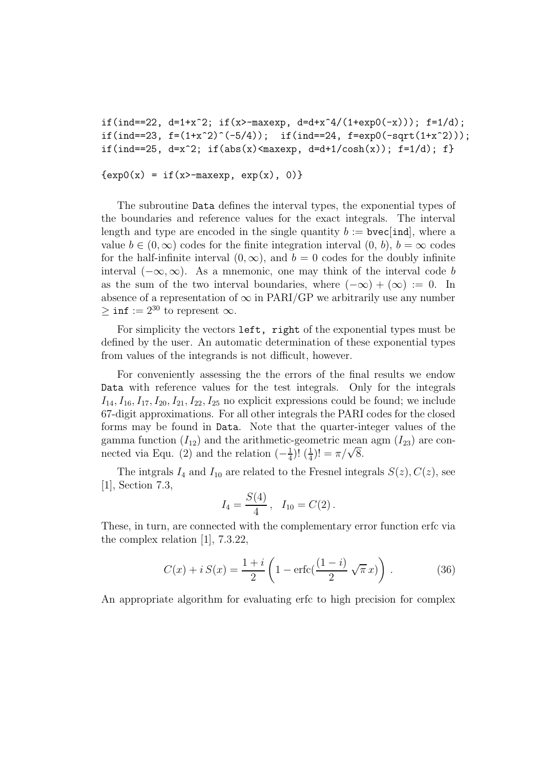```
if(ind==22, d=1+x^2; if(x>-maxexp, d=d+x^4/(1+exp0(-x))); f=1/d);
if(ind==23, f=(1+x^2)^(-5/4));  if(ind==24, f=exp0(-sqrt(1+x^2)));
if(ind==25, d=x^2; if(abs(x)<maxexp, d=d+1/cosh(x)); f=1/d); f}

{exp0(x) = if(x>-maxexp, exp(x), 0)}
```

The subroutine `Data` defines the interval types, the exponential types of the boundaries and reference values for the exact integrals. The interval length and type are encoded in the single quantity $b :=$ `bvec[ind]`, where a value $b \in (0, \infty)$ codes for the finite integration interval $(0, b)$, $b = \infty$ codes for the half-infinite interval $(0, \infty)$, and $b = 0$ codes for the doubly infinite interval $(-\infty, \infty)$. As a mnemonic, one may think of the interval code $b$ as the sum of the two interval boundaries, where $(-\infty) + (\infty) := 0$. In absence of a representation of $\infty$ in PARI/GP we arbitrarily use any number $\geq$ `inf` $:= 2^{30}$ to represent $\infty$.

For simplicity the vectors `left, right` of the exponential types must be defined by the user. An automatic determination of these exponential types from values of the integrands is not difficult, however.

For conveniently assessing the the errors of the final results we endow `Data` with reference values for the test integrals. Only for the integrals $I_{14}, I_{16}, I_{17}, I_{20}, I_{21}, I_{22}, I_{25}$ no explicit expressions could be found; we include 67-digit approximations. For all other integrals the PARI codes for the closed forms may be found in `Data`. Note that the quarter-integer values of the gamma function ($I_{12}$) and the arithmetic-geometric mean agm ($I_{23}$) are connected via Equ. (2) and the relation $(-\frac{1}{4})!\,(\frac{1}{4})! = \pi/\sqrt{8}$.

The intgrals $I_4$ and $I_{10}$ are related to the Fresnel integrals $S(z), C(z)$, see [1], Section 7.3,

$$I_4 = \frac{S(4)}{4}\,, \quad I_{10} = C(2)\,.$$

These, in turn, are connected with the complementary error function erfc via the complex relation [1], 7.3.22,

$$C(x) + i\,S(x) = \frac{1+i}{2}\left(1 - \mathrm{erfc}(\frac{(1-i)}{2}\,\sqrt{\pi}\,x)\right)\,. \tag{36}$$

An appropriate algorithm for evaluating erfc to high precision for complex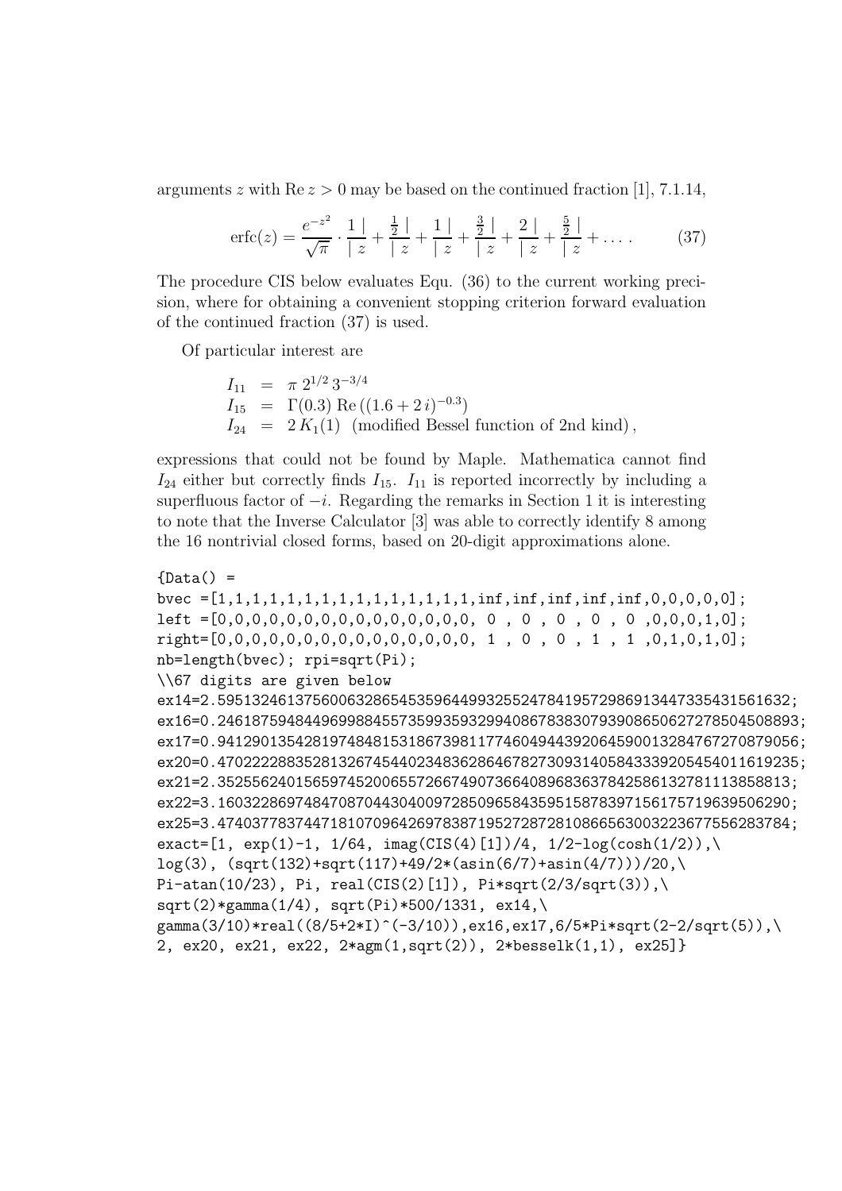arguments $z$ with $\operatorname{Re} z > 0$ may be based on the continued fraction [1], 7.1.14,

$$\operatorname{erfc}(z) = \frac{e^{-z^2}}{\sqrt{\pi}} \cdot \frac{1\,|}{|\,z} + \frac{\frac{1}{2}\,|}{|\,z} + \frac{1\,|}{|\,z} + \frac{\frac{3}{2}\,|}{|\,z} + \frac{2\,|}{|\,z} + \frac{\frac{5}{2}\,|}{|\,z} + \ldots . \tag{37}$$

The procedure CIS below evaluates Equ. (36) to the current working precision, where for obtaining a convenient stopping criterion forward evaluation of the continued fraction (37) is used.

Of particular interest are

$$\begin{aligned}
I_{11} &= \pi\, 2^{1/2}\, 3^{-3/4} \\
I_{15} &= \Gamma(0.3)\, \operatorname{Re}\left((1.6 + 2\, i)^{-0.3}\right) \\
I_{24} &= 2\, K_1(1) \quad \text{(modified Bessel function of 2nd kind)},
\end{aligned}$$

expressions that could not be found by Maple. Mathematica cannot find $I_{24}$ either but correctly finds $I_{15}$. $I_{11}$ is reported incorrectly by including a superfluous factor of $-i$. Regarding the remarks in Section 1 it is interesting to note that the Inverse Calculator [3] was able to correctly identify 8 among the 16 nontrivial closed forms, based on 20-digit approximations alone.

```
{Data() =
bvec =[1,1,1,1,1,1,1,1,1,1,1,1,1,1,1,inf,inf,inf,inf,inf,0,0,0,0,0];
left =[0,0,0,0,0,0,0,0,0,0,0,0,0,0,0, 0 , 0 , 0 , 0 , 0 ,0,0,0,1,0];
right=[0,0,0,0,0,0,0,0,0,0,0,0,0,0,0, 1 , 0 , 0 , 1 , 1 ,0,1,0,1,0];
nb=length(bvec); rpi=sqrt(Pi);
\\67 digits are given below
ex14=2.595132461375600632865453596449932552478419572986913447335431561632;
ex16=0.246187594844969988455735993593299408678383079390865062727850450893;
ex17=0.941290135428197484815318673981177460494439206459001328476727087905​6;
ex20=0.470222288352813267454402348362864678273093140584333920545401161923​5;
ex21=2.352556240156597452006557266749073664089683637842586132781113858813;
ex22=3.160322869748470870443040097285096584359515878397156175719639506290;
ex25=3.474037783744718107096426978387195272872810866563003223677556283784;
exact=[1, exp(1)-1, 1/64, imag(CIS(4)[1])/4, 1/2-log(cosh(1/2)),\
log(3), (sqrt(132)+sqrt(117)+49/2*(asin(6/7)+asin(4/7)))/20,\
Pi-atan(10/23), Pi, real(CIS(2)[1]), Pi*sqrt(2/3/sqrt(3)),\
sqrt(2)*gamma(1/4), sqrt(Pi)*500/1331, ex14,\
gamma(3/10)*real((8/5+2*I)^(-3/10)),ex16,ex17,6/5*Pi*sqrt(2-2/sqrt(5)),\
2, ex20, ex21, ex22, 2*agm(1,sqrt(2)), 2*besselk(1,1), ex25]}
```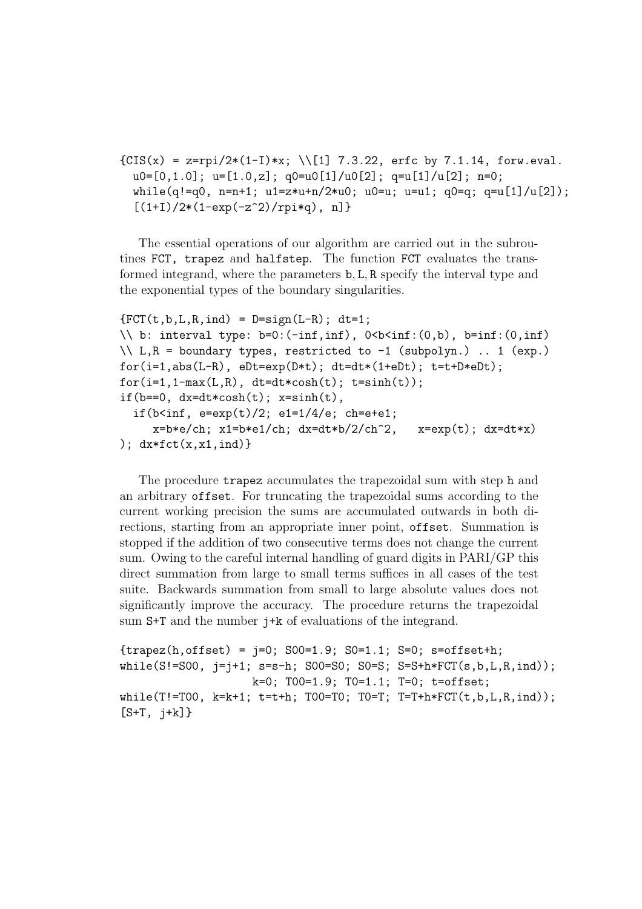```
{CIS(x) = z=rpi/2*(1-I)*x; \\[1] 7.3.22, erfc by 7.1.14, forw.eval.
  u0=[0,1.0]; u=[1.0,z]; q0=u0[1]/u0[2]; q=u[1]/u[2]; n=0;
  while(q!=q0, n=n+1; u1=z*u+n/2*u0; u0=u; u=u1; q0=q; q=u[1]/u[2]);
  [(1+I)/2*(1-exp(-z^2)/rpi*q), n]}
```

The essential operations of our algorithm are carried out in the subroutines `FCT`, `trapez` and `halfstep`. The function `FCT` evaluates the transformed integrand, where the parameters `b`, `L`, `R` specify the interval type and the exponential types of the boundary singularities.

```
{FCT(t,b,L,R,ind) = D=sign(L-R); dt=1;
\\ b: interval type: b=0:(-inf,inf), 0<b<inf:(0,b), b=inf:(0,inf)
\\ L,R = boundary types, restricted to -1 (subpolyn.) .. 1 (exp.)
for(i=1,abs(L-R), eDt=exp(D*t); dt=dt*(1+eDt); t=t+D*eDt);
for(i=1,1-max(L,R), dt=dt*cosh(t); t=sinh(t));
if(b==0, dx=dt*cosh(t); x=sinh(t),
  if(b<inf, e=exp(t)/2; e1=1/4/e; ch=e+e1;
     x=b*e/ch; x1=b*e1/ch; dx=dt*b/2/ch^2,   x=exp(t); dx=dt*x)
); dx*fct(x,x1,ind)}
```

The procedure `trapez` accumulates the trapezoidal sum with step `h` and an arbitrary `offset`. For truncating the trapezoidal sums according to the current working precision the sums are accumulated outwards in both directions, starting from an appropriate inner point, `offset`. Summation is stopped if the addition of two consecutive terms does not change the current sum. Owing to the careful internal handling of guard digits in PARI/GP this direct summation from large to small terms suffices in all cases of the test suite. Backwards summation from small to large absolute values does not significantly improve the accuracy. The procedure returns the trapezoidal sum `S+T` and the number `j+k` of evaluations of the integrand.

```
{trapez(h,offset) = j=0; S00=1.9; S0=1.1; S=0; s=offset+h;
while(S!=S00, j=j+1; s=s-h; S00=S0; S0=S; S=S+h*FCT(s,b,L,R,ind));
                  k=0; T00=1.9; T0=1.1; T=0; t=offset;
while(T!=T00, k=k+1; t=t+h; T00=T0; T0=T; T=T+h*FCT(t,b,L,R,ind));
[S+T, j+k]}
```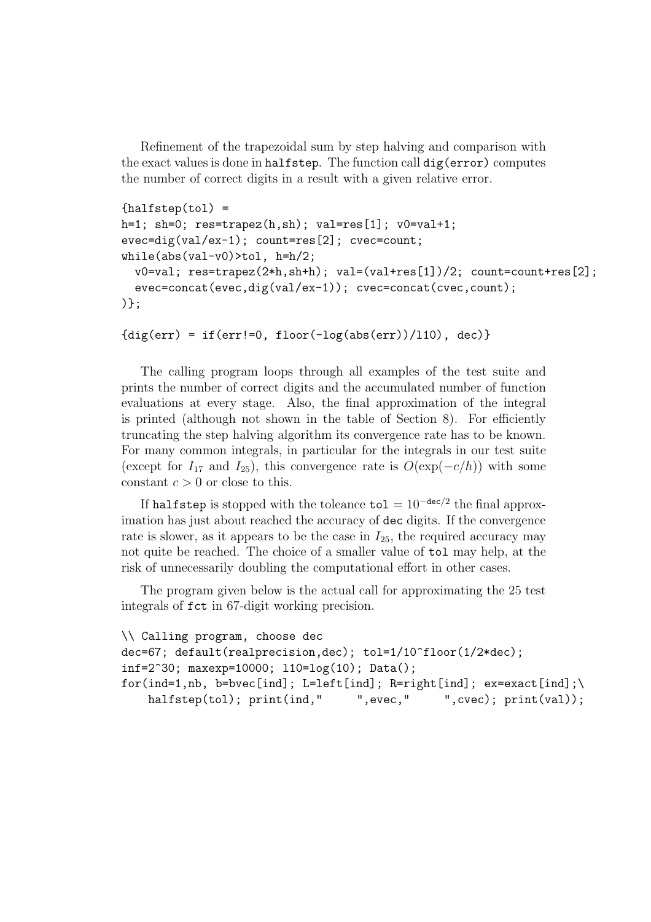Refinement of the trapezoidal sum by step halving and comparison with the exact values is done in `halfstep`. The function call `dig(error)` computes the number of correct digits in a result with a given relative error.

```
{halfstep(tol) =
h=1; sh=0; res=trapez(h,sh); val=res[1]; v0=val+1;
evec=dig(val/ex-1); count=res[2]; cvec=count;
while(abs(val-v0)>tol, h=h/2;
  v0=val; res=trapez(2*h,sh+h); val=(val+res[1])/2; count=count+res[2];
  evec=concat(evec,dig(val/ex-1)); cvec=concat(cvec,count);
)};

{dig(err) = if(err!=0, floor(-log(abs(err))/l10), dec)}
```

The calling program loops through all examples of the test suite and prints the number of correct digits and the accumulated number of function evaluations at every stage. Also, the final approximation of the integral is printed (although not shown in the table of Section 8). For efficiently truncating the step halving algorithm its convergence rate has to be known. For many common integrals, in particular for the integrals in our test suite (except for $I_{17}$ and $I_{25}$), this convergence rate is $O(\exp(-c/h))$ with some constant $c > 0$ or close to this.

If `halfstep` is stopped with the toleance $\texttt{tol} = 10^{-\texttt{dec}/2}$ the final approximation has just about reached the accuracy of `dec` digits. If the convergence rate is slower, as it appears to be the case in $I_{25}$, the required accuracy may not quite be reached. The choice of a smaller value of `tol` may help, at the risk of unnecessarily doubling the computational effort in other cases.

The program given below is the actual call for approximating the 25 test integrals of `fct` in 67-digit working precision.

```
\\ Calling program, choose dec
dec=67; default(realprecision,dec); tol=1/10^floor(1/2*dec);
inf=2^30; maxexp=10000; l10=log(10); Data();
for(ind=1,nb, b=bvec[ind]; L=left[ind]; R=right[ind]; ex=exact[ind];\
    halfstep(tol); print(ind,"     ",evec,"     ",cvec); print(val));
```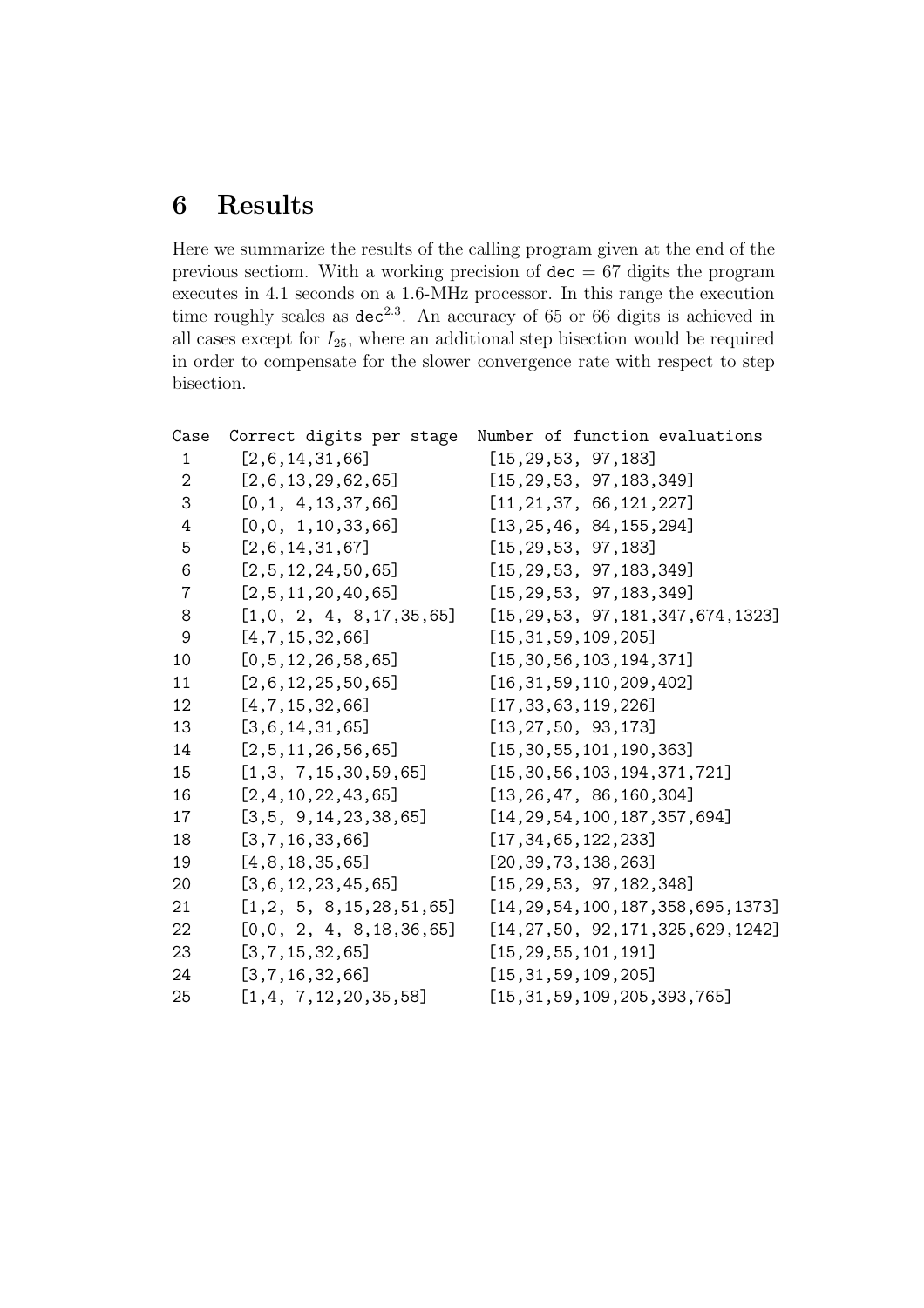## 6 Results

Here we summarize the results of the calling program given at the end of the previous sectiom. With a working precision of `dec` = 67 digits the program executes in 4.1 seconds on a 1.6-MHz processor. In this range the execution time roughly scales as $\texttt{dec}^{2.3}$. An accuracy of 65 or 66 digits is achieved in all cases except for $I_{25}$, where an additional step bisection would be required in order to compensate for the slower convergence rate with respect to step bisection.

| Case | Correct digits per stage | Number of function evaluations |
|---|---|---|
| 1 | [2,6,14,31,66] | [15,29,53, 97,183] |
| 2 | [2,6,13,29,62,65] | [15,29,53, 97,183,349] |
| 3 | [0,1, 4,13,37,66] | [11,21,37, 66,121,227] |
| 4 | [0,0, 1,10,33,66] | [13,25,46, 84,155,294] |
| 5 | [2,6,14,31,67] | [15,29,53, 97,183] |
| 6 | [2,5,12,24,50,65] | [15,29,53, 97,183,349] |
| 7 | [2,5,11,20,40,65] | [15,29,53, 97,183,349] |
| 8 | [1,0, 2, 4, 8,17,35,65] | [15,29,53, 97,181,347,674,1323] |
| 9 | [4,7,15,32,66] | [15,31,59,109,205] |
| 10 | [0,5,12,26,58,65] | [15,30,56,103,194,371] |
| 11 | [2,6,12,25,50,65] | [16,31,59,110,209,402] |
| 12 | [4,7,15,32,66] | [17,33,63,119,226] |
| 13 | [3,6,14,31,65] | [13,27,50, 93,173] |
| 14 | [2,5,11,26,56,65] | [15,30,55,101,190,363] |
| 15 | [1,3, 7,15,30,59,65] | [15,30,56,103,194,371,721] |
| 16 | [2,4,10,22,43,65] | [13,26,47, 86,160,304] |
| 17 | [3,5, 9,14,23,38,65] | [14,29,54,100,187,357,694] |
| 18 | [3,7,16,33,66] | [17,34,65,122,233] |
| 19 | [4,8,18,35,65] | [20,39,73,138,263] |
| 20 | [3,6,12,23,45,65] | [15,29,53, 97,182,348] |
| 21 | [1,2, 5, 8,15,28,51,65] | [14,29,54,100,187,358,695,1373] |
| 22 | [0,0, 2, 4, 8,18,36,65] | [14,27,50, 92,171,325,629,1242] |
| 23 | [3,7,15,32,65] | [15,29,55,101,191] |
| 24 | [3,7,16,32,66] | [15,31,59,109,205] |
| 25 | [1,4, 7,12,20,35,58] | [15,31,59,109,205,393,765] |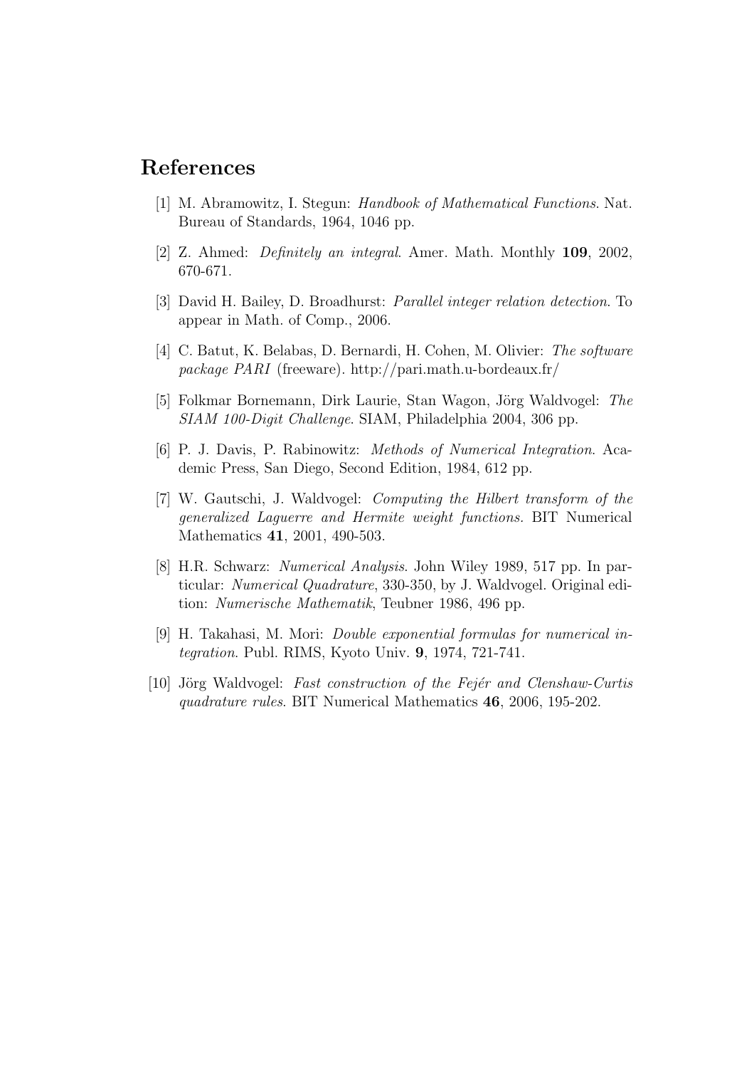## References

[1] M. Abramowitz, I. Stegun: *Handbook of Mathematical Functions*. Nat. Bureau of Standards, 1964, 1046 pp.

[2] Z. Ahmed: *Definitely an integral*. Amer. Math. Monthly **109**, 2002, 670-671.

[3] David H. Bailey, D. Broadhurst: *Parallel integer relation detection*. To appear in Math. of Comp., 2006.

[4] C. Batut, K. Belabas, D. Bernardi, H. Cohen, M. Olivier: *The software package PARI* (freeware). http://pari.math.u-bordeaux.fr/

[5] Folkmar Bornemann, Dirk Laurie, Stan Wagon, Jörg Waldvogel: *The SIAM 100-Digit Challenge*. SIAM, Philadelphia 2004, 306 pp.

[6] P. J. Davis, P. Rabinowitz: *Methods of Numerical Integration*. Academic Press, San Diego, Second Edition, 1984, 612 pp.

[7] W. Gautschi, J. Waldvogel: *Computing the Hilbert transform of the generalized Laguerre and Hermite weight functions*. BIT Numerical Mathematics **41**, 2001, 490-503.

[8] H.R. Schwarz: *Numerical Analysis*. John Wiley 1989, 517 pp. In particular: *Numerical Quadrature*, 330-350, by J. Waldvogel. Original edition: *Numerische Mathematik*, Teubner 1986, 496 pp.

[9] H. Takahasi, M. Mori: *Double exponential formulas for numerical integration*. Publ. RIMS, Kyoto Univ. **9**, 1974, 721-741.

[10] Jörg Waldvogel: *Fast construction of the Fejér and Clenshaw-Curtis quadrature rules*. BIT Numerical Mathematics **46**, 2006, 195-202.